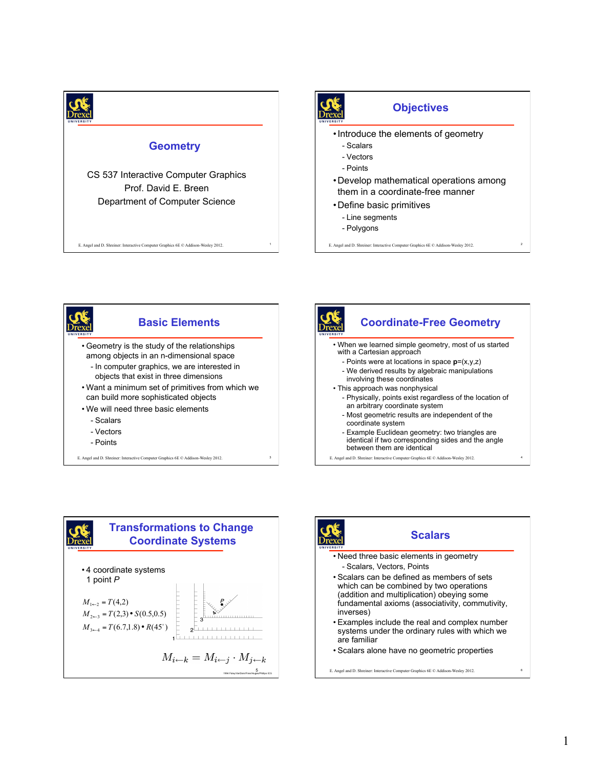# Geometry

CS 537 Interactive Computer Graphics
Prof. David E. Breen
Department of Computer Science

## Objectives

- Introduce the elements of geometry
  - Scalars
  - Vectors
  - Points
- Develop mathematical operations among them in a coordinate-free manner
- Define basic primitives
  - Line segments
  - Polygons

## Basic Elements

- Geometry is the study of the relationships among objects in an n-dimensional space
  - In computer graphics, we are interested in objects that exist in three dimensions
- Want a minimum set of primitives from which we can build more sophisticated objects
- We will need three basic elements
  - Scalars
  - Vectors
  - Points

## Coordinate-Free Geometry

- When we learned simple geometry, most of us started with a Cartesian approach
  - Points were at locations in space **p**=(x,y,z)
  - We derived results by algebraic manipulations involving these coordinates
- This approach was nonphysical
  - Physically, points exist regardless of the location of an arbitrary coordinate system
  - Most geometric results are independent of the coordinate system
  - Example Euclidean geometry: two triangles are identical if two corresponding sides and the angle between them are identical

## Transformations to Change Coordinate Systems

- 4 coordinate systems
  1 point *P*

$$M_{1\leftarrow 2} = T(4,2)$$

$$M_{2\leftarrow 3} = T(2,3) \bullet S(0.5,0.5)$$

$$M_{3\leftarrow 4} = T(6.7,1.8) \bullet R(45^\circ)$$

$$M_{i\leftarrow k} = M_{i\leftarrow j} \cdot M_{j\leftarrow k}$$

## Scalars

- Need three basic elements in geometry
  - Scalars, Vectors, Points
- Scalars can be defined as members of sets which can be combined by two operations (addition and multiplication) obeying some fundamental axioms (associativity, commutivity, inverses)
- Examples include the real and complex number systems under the ordinary rules with which we are familiar
- Scalars alone have no geometric properties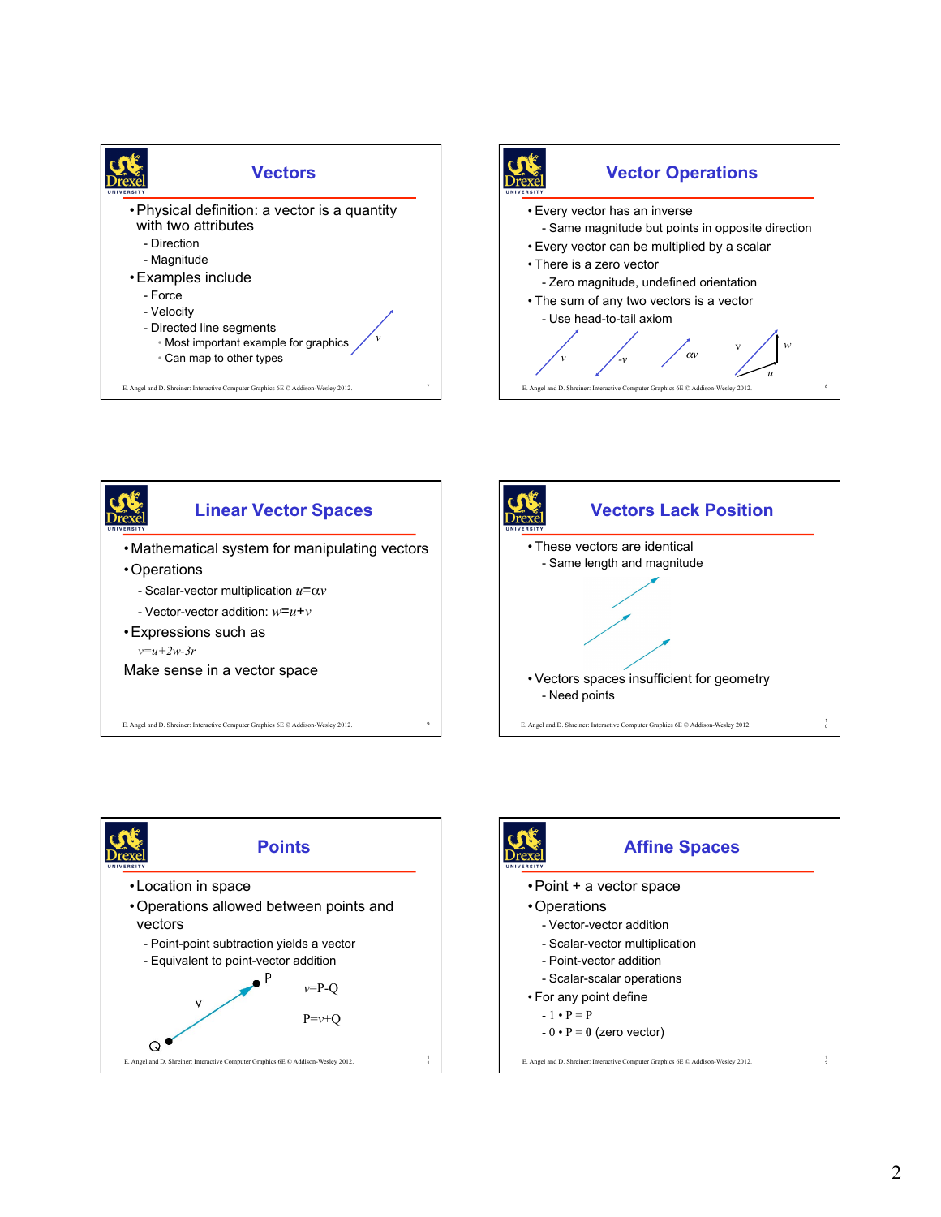## Vectors

- Physical definition: a vector is a quantity with two attributes
  - Direction
  - Magnitude
- Examples include
  - Force
  - Velocity
  - Directed line segments
    - Most important example for graphics
    - Can map to other types

$v$

## Vector Operations

- Every vector has an inverse
  - Same magnitude but points in opposite direction
- Every vector can be multiplied by a scalar
- There is a zero vector
  - Zero magnitude, undefined orientation
- The sum of any two vectors is a vector
  - Use head-to-tail axiom

$v$ $-v$ $\alpha v$ $v$ $w$ $u$

## Linear Vector Spaces

- Mathematical system for manipulating vectors
- Operations
  - Scalar-vector multiplication $u=\alpha v$
  - Vector-vector addition: $w=u+v$
- Expressions such as

  $v=u+2w-3r$

Make sense in a vector space

## Vectors Lack Position

- These vectors are identical
  - Same length and magnitude
- Vectors spaces insufficient for geometry
  - Need points

## Points

- Location in space
- Operations allowed between points and vectors
  - Point-point subtraction yields a vector
  - Equivalent to point-vector addition

$v$=P-Q

P=$v$+Q

## Affine Spaces

- Point + a vector space
- Operations
  - Vector-vector addition
  - Scalar-vector multiplication
  - Point-vector addition
  - Scalar-scalar operations
- For any point define
  - 1 • P = P
  - 0 • P = **0** (zero vector)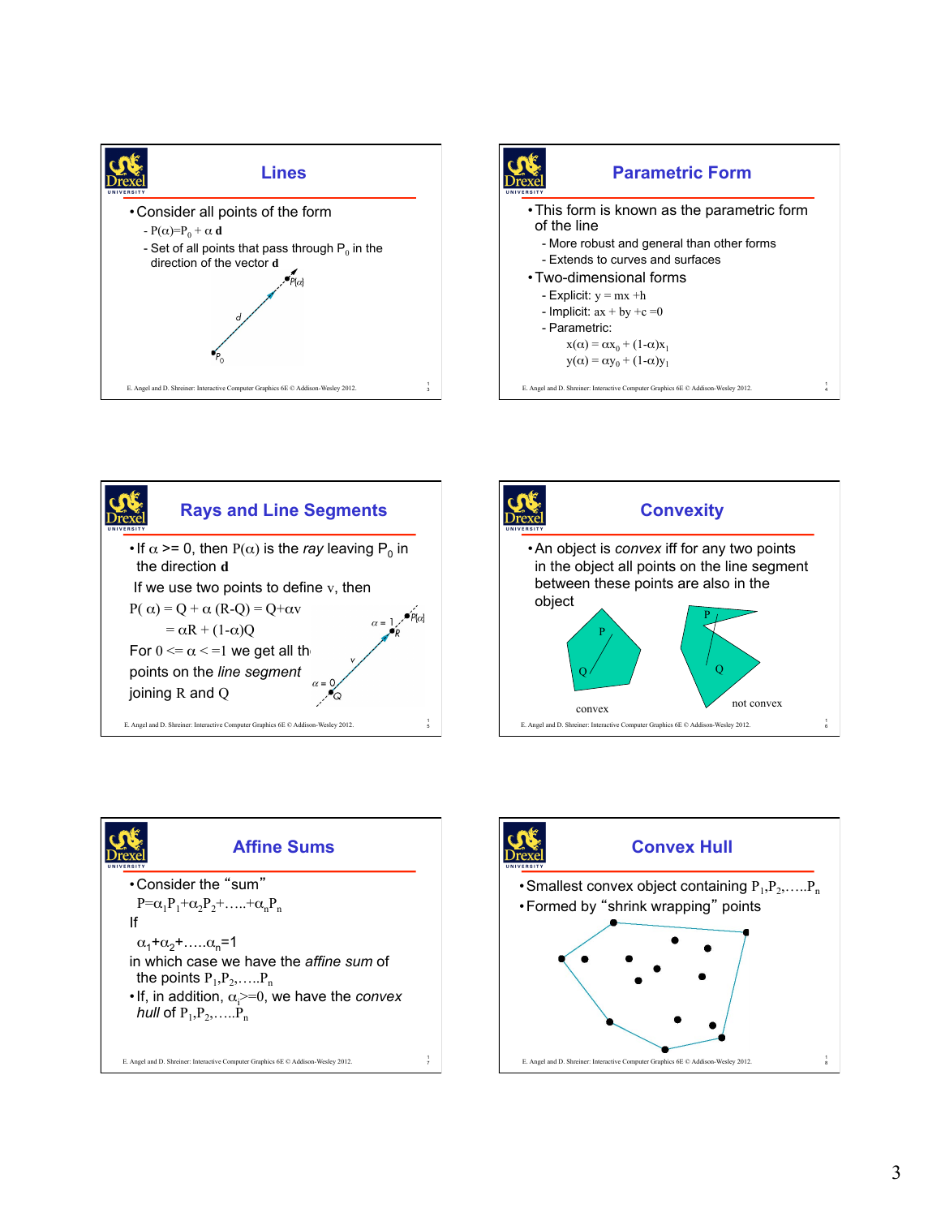## Lines

- Consider all points of the form
  - $P(\alpha)=P_0 + \alpha\, \mathbf{d}$
  - Set of all points that pass through $P_0$ in the direction of the vector $\mathbf{d}$

## Parametric Form

- This form is known as the parametric form of the line
  - More robust and general than other forms
  - Extends to curves and surfaces
- Two-dimensional forms
  - Explicit: $y = mx + h$
  - Implicit: $ax + by + c = 0$
  - Parametric:

$$x(\alpha) = \alpha x_0 + (1-\alpha)x_1$$
$$y(\alpha) = \alpha y_0 + (1-\alpha)y_1$$

## Rays and Line Segments

- If $\alpha >= 0$, then $P(\alpha)$ is the *ray* leaving $P_0$ in the direction $\mathbf{d}$

If we use two points to define $v$, then

$$P(\alpha) = Q + \alpha (R-Q) = Q+\alpha v$$
$$= \alpha R + (1-\alpha)Q$$

For $0 <= \alpha <= 1$ we get all the points on the *line segment* joining R and Q

## Convexity

- An object is *convex* iff for any two points in the object all points on the line segment between these points are also in the object

convex

not convex

## Affine Sums

- Consider the "sum"

$P=\alpha_1 P_1+\alpha_2 P_2+\ldots..+\alpha_n P_n$

If

$\alpha_1+\alpha_2+\ldots..\alpha_n=1$

in which case we have the *affine sum* of the points $P_1,P_2,\ldots..P_n$

- If, in addition, $\alpha_i>=0$, we have the *convex hull* of $P_1,P_2,\ldots..P_n$

## Convex Hull

- Smallest convex object containing $P_1,P_2,\ldots..P_n$
- Formed by "shrink wrapping" points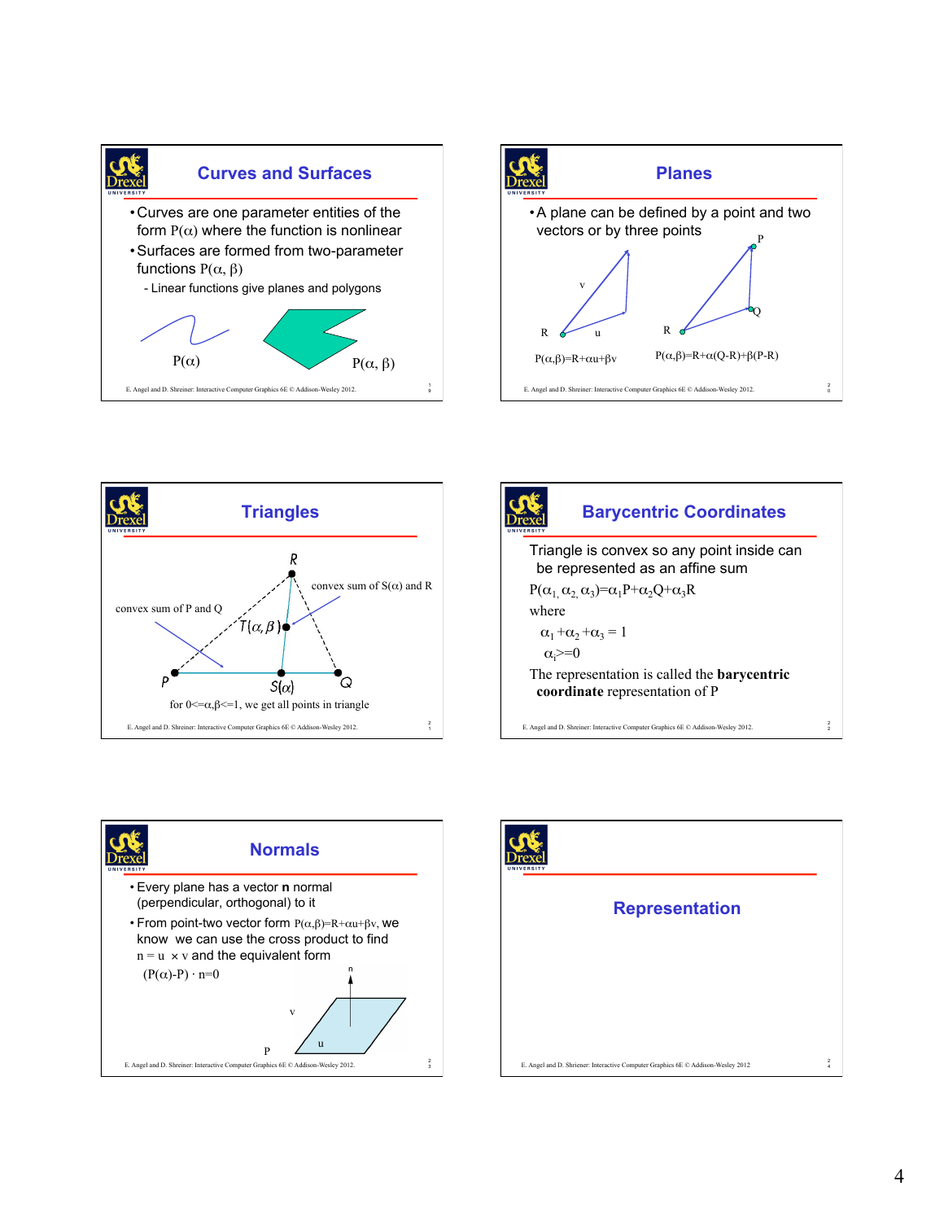## Curves and Surfaces

- Curves are one parameter entities of the form $P(\alpha)$ where the function is nonlinear
- Surfaces are formed from two-parameter functions $P(\alpha, \beta)$
  - Linear functions give planes and polygons

$P(\alpha)$ $P(\alpha, \beta)$

## Planes

- A plane can be defined by a point and two vectors or by three points

v

R u

P

Q

R

$P(\alpha,\beta)=R+\alpha u+\beta v$ $P(\alpha,\beta)=R+\alpha(Q-R)+\beta(P-R)$

## Triangles

R

convex sum of $S(\alpha)$ and R

convex sum of P and Q

$T(\alpha, \beta)$

P $S(\alpha)$ Q

for $0<=\alpha,\beta<=1$, we get all points in triangle

## Barycentric Coordinates

Triangle is convex so any point inside can be represented as an affine sum

$P(\alpha_1, \alpha_2, \alpha_3)=\alpha_1 P+\alpha_2 Q+\alpha_3 R$

where

$\alpha_1 + \alpha_2 + \alpha_3 = 1$

$\alpha_i >= 0$

The representation is called the **barycentric coordinate** representation of P

## Normals

- Every plane has a vector **n** normal (perpendicular, orthogonal) to it
- From point-two vector form $P(\alpha,\beta)=R+\alpha u+\beta v$, we know we can use the cross product to find $n = u \times v$ and the equivalent form

  $(P(\alpha)-P) \cdot n=0$

n

v

P u

## Representation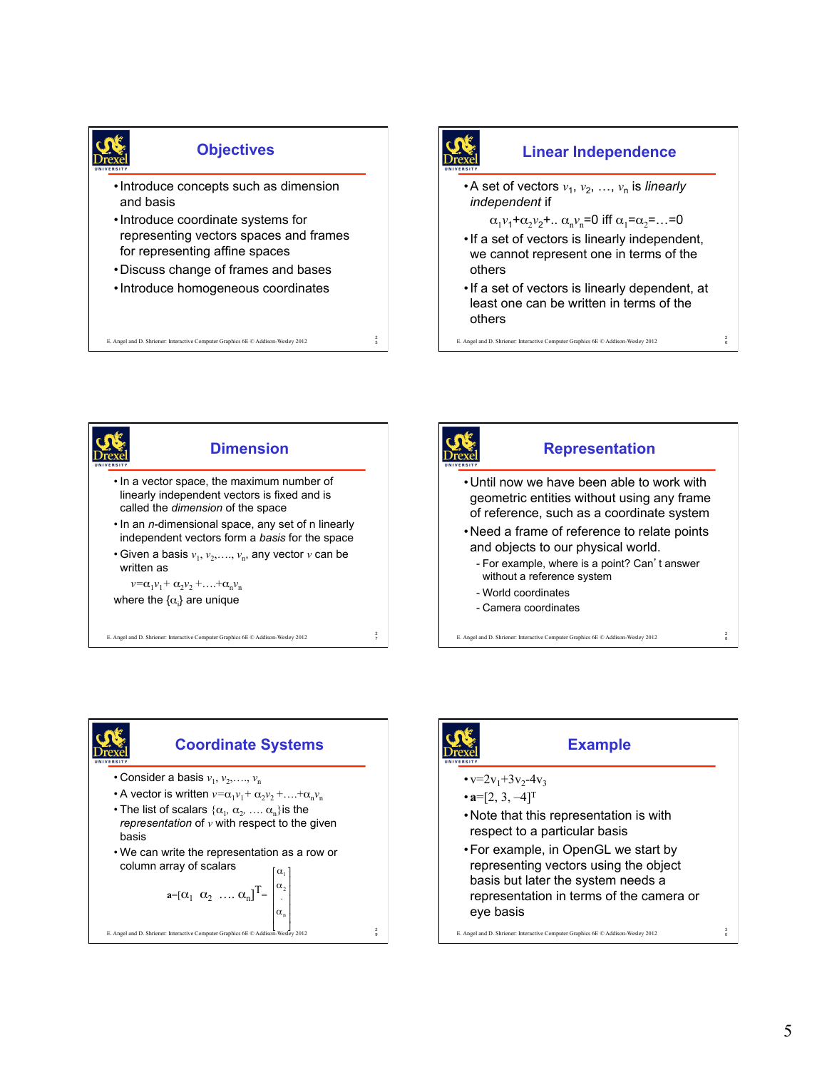## Objectives

- Introduce concepts such as dimension and basis
- Introduce coordinate systems for representing vectors spaces and frames for representing affine spaces
- Discuss change of frames and bases
- Introduce homogeneous coordinates

## Linear Independence

- A set of vectors $v_1, v_2, \ldots, v_n$ is *linearly independent* if

  $\alpha_1 v_1 + \alpha_2 v_2 + .. \alpha_n v_n = 0$ iff $\alpha_1 = \alpha_2 = \ldots = 0$
- If a set of vectors is linearly independent, we cannot represent one in terms of the others
- If a set of vectors is linearly dependent, at least one can be written in terms of the others

## Dimension

- In a vector space, the maximum number of linearly independent vectors is fixed and is called the *dimension* of the space
- In an *n*-dimensional space, any set of n linearly independent vectors form a *basis* for the space
- Given a basis $v_1, v_2, \ldots, v_n$, any vector $v$ can be written as

  $v = \alpha_1 v_1 + \alpha_2 v_2 + \ldots + \alpha_n v_n$

where the $\{\alpha_i\}$ are unique

## Representation

- Until now we have been able to work with geometric entities without using any frame of reference, such as a coordinate system
- Need a frame of reference to relate points and objects to our physical world.
  - For example, where is a point? Can't answer without a reference system
  - World coordinates
  - Camera coordinates

## Coordinate Systems

- Consider a basis $v_1, v_2, \ldots, v_n$
- A vector is written $v = \alpha_1 v_1 + \alpha_2 v_2 + \ldots + \alpha_n v_n$
- The list of scalars $\{\alpha_1, \alpha_2, \ldots \alpha_n\}$ is the *representation* of $v$ with respect to the given basis
- We can write the representation as a row or column array of scalars

$$\mathbf{a} = [\alpha_1 \;\; \alpha_2 \;\; \ldots \;\; \alpha_n]^T = \begin{bmatrix} \alpha_1 \\ \alpha_2 \\ . \\ \alpha_n \end{bmatrix}$$

## Example

- $v = 2v_1 + 3v_2 - 4v_3$
- $\mathbf{a} = [2, 3, -4]^T$
- Note that this representation is with respect to a particular basis
- For example, in OpenGL we start by representing vectors using the object basis but later the system needs a representation in terms of the camera or eye basis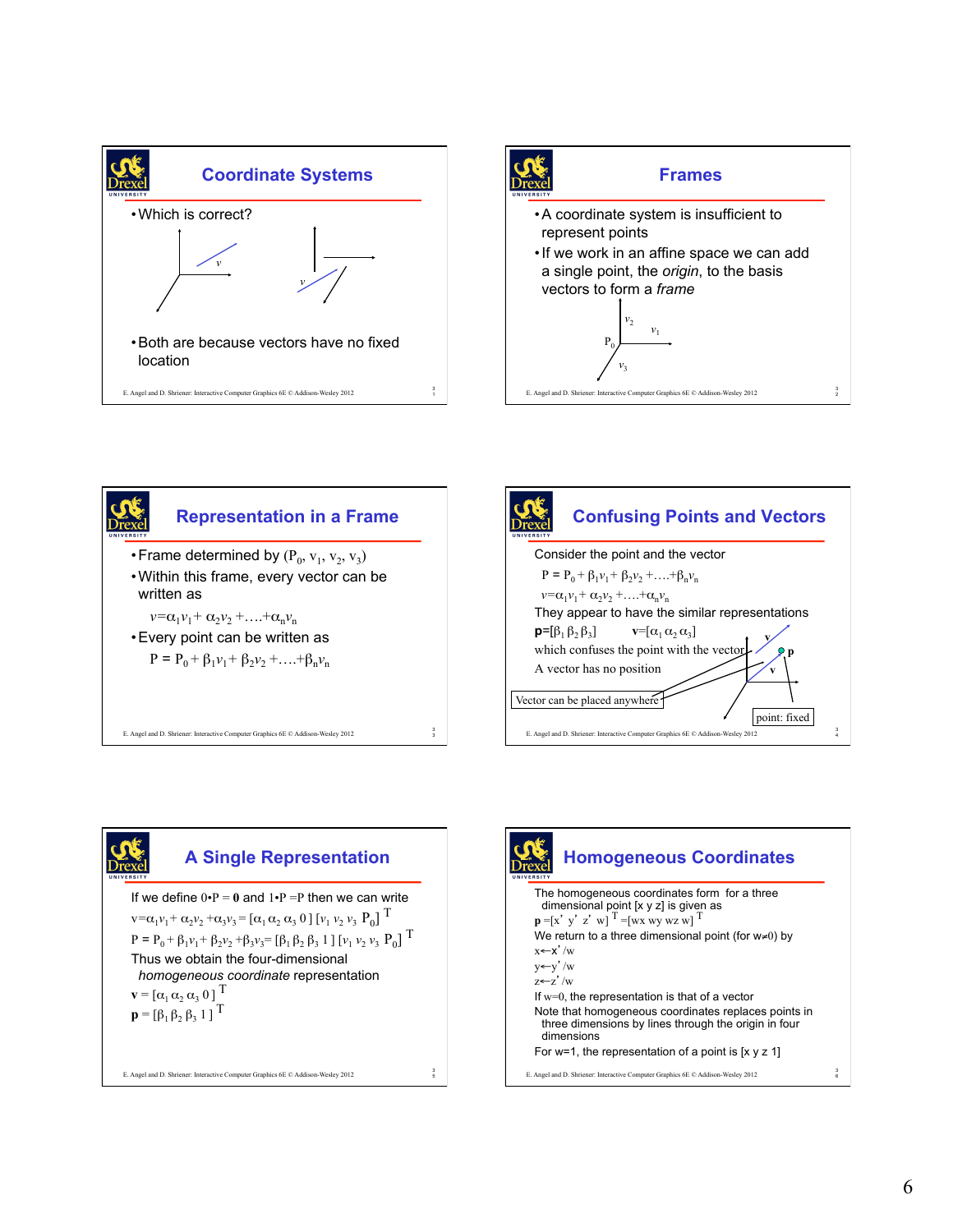## Coordinate Systems

- Which is correct?

- Both are because vectors have no fixed location

## Frames

- A coordinate system is insufficient to represent points
- If we work in an affine space we can add a single point, the *origin*, to the basis vectors to form a *frame*

## Representation in a Frame

- Frame determined by $(P_0, v_1, v_2, v_3)$
- Within this frame, every vector can be written as

  $v = \alpha_1 v_1 + \alpha_2 v_2 + \ldots + \alpha_n v_n$
- Every point can be written as

  $P = P_0 + \beta_1 v_1 + \beta_2 v_2 + \ldots + \beta_n v_n$

## Confusing Points and Vectors

Consider the point and the vector

$P = P_0 + \beta_1 v_1 + \beta_2 v_2 + \ldots + \beta_n v_n$

$v = \alpha_1 v_1 + \alpha_2 v_2 + \ldots + \alpha_n v_n$

They appear to have the similar representations

$\mathbf{p} = [\beta_1\ \beta_2\ \beta_3]$ $\quad \mathbf{v} = [\alpha_1\ \alpha_2\ \alpha_3]$

which confuses the point with the vector

A vector has no position

Vector can be placed anywhere

point: fixed

## A Single Representation

If we define $0 \cdot P = \mathbf{0}$ and $1 \cdot P = P$ then we can write

$v = \alpha_1 v_1 + \alpha_2 v_2 + \alpha_3 v_3 = [\alpha_1\ \alpha_2\ \alpha_3\ 0]\ [v_1\ v_2\ v_3\ P_0]^T$

$P = P_0 + \beta_1 v_1 + \beta_2 v_2 + \beta_3 v_3 = [\beta_1\ \beta_2\ \beta_3\ 1]\ [v_1\ v_2\ v_3\ P_0]^T$

Thus we obtain the four-dimensional *homogeneous coordinate* representation

$\mathbf{v} = [\alpha_1\ \alpha_2\ \alpha_3\ 0]^T$

$\mathbf{p} = [\beta_1\ \beta_2\ \beta_3\ 1]^T$

## Homogeneous Coordinates

The homogeneous coordinates form for a three dimensional point [x y z] is given as

$\mathbf{p} = [x'\ y'\ z'\ w]^T = [wx\ wy\ wz\ w]^T$

We return to a three dimensional point (for $w \neq 0$) by

$x \leftarrow x'/w$

$y \leftarrow y'/w$

$z \leftarrow z'/w$

If $w=0$, the representation is that of a vector

Note that homogeneous coordinates replaces points in three dimensions by lines through the origin in four dimensions

For w=1, the representation of a point is [x y z 1]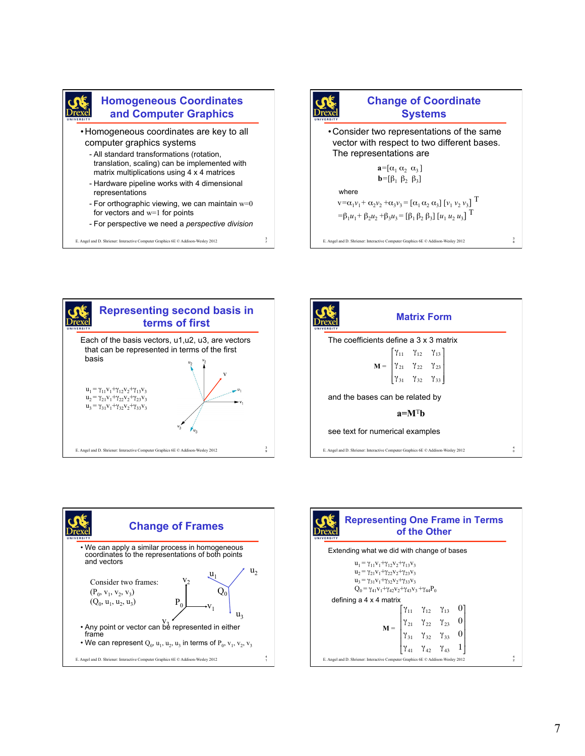## Homogeneous Coordinates and Computer Graphics

- Homogeneous coordinates are key to all computer graphics systems
  - All standard transformations (rotation, translation, scaling) can be implemented with matrix multiplications using 4 x 4 matrices
  - Hardware pipeline works with 4 dimensional representations
  - For orthographic viewing, we can maintain $w=0$ for vectors and $w=1$ for points
  - For perspective we need a *perspective division*

## Change of Coordinate Systems

- Consider two representations of the same vector with respect to two different bases. The representations are

$$\mathbf{a}=[\alpha_1\ \alpha_2\ \alpha_3]$$
$$\mathbf{b}=[\beta_1\ \beta_2\ \beta_3]$$

where

$$v=\alpha_1 v_1+\alpha_2 v_2+\alpha_3 v_3=[\alpha_1\ \alpha_2\ \alpha_3]\ [v_1\ v_2\ v_3]^T$$
$$=\beta_1 u_1+\beta_2 u_2+\beta_3 u_3=[\beta_1\ \beta_2\ \beta_3]\ [u_1\ u_2\ u_3]^T$$

## Representing second basis in terms of first

Each of the basis vectors, u1,u2, u3, are vectors that can be represented in terms of the first basis

$$u_1=\gamma_{11}v_1+\gamma_{12}v_2+\gamma_{13}v_3$$
$$u_2=\gamma_{21}v_1+\gamma_{22}v_2+\gamma_{23}v_3$$
$$u_3=\gamma_{31}v_1+\gamma_{32}v_2+\gamma_{33}v_3$$

## Matrix Form

The coefficients define a 3 x 3 matrix

$$\mathbf{M}=\begin{bmatrix}\gamma_{11} & \gamma_{12} & \gamma_{13}\\ \gamma_{21} & \gamma_{22} & \gamma_{23}\\ \gamma_{31} & \gamma_{32} & \gamma_{33}\end{bmatrix}$$

and the bases can be related by

$$\mathbf{a}=\mathbf{M}^T\mathbf{b}$$

see text for numerical examples

## Change of Frames

- We can apply a similar process in homogeneous coordinates to the representations of both points and vectors

Consider two frames:

$(P_0, v_1, v_2, v_3)$

$(Q_0, u_1, u_2, u_3)$

- Any point or vector can be represented in either frame
- We can represent $Q_0, u_1, u_2, u_3$ in terms of $P_0, v_1, v_2, v_3$

## Representing One Frame in Terms of the Other

Extending what we did with change of bases

$$u_1=\gamma_{11}v_1+\gamma_{12}v_2+\gamma_{13}v_3$$
$$u_2=\gamma_{21}v_1+\gamma_{22}v_2+\gamma_{23}v_3$$
$$u_3=\gamma_{31}v_1+\gamma_{32}v_2+\gamma_{33}v_3$$
$$Q_0=\gamma_{41}v_1+\gamma_{42}v_2+\gamma_{43}v_3+\gamma_{44}P_0$$

defining a 4 x 4 matrix

$$\mathbf{M}=\begin{bmatrix}\gamma_{11} & \gamma_{12} & \gamma_{13} & 0\\ \gamma_{21} & \gamma_{22} & \gamma_{23} & 0\\ \gamma_{31} & \gamma_{32} & \gamma_{33} & 0\\ \gamma_{41} & \gamma_{42} & \gamma_{43} & 1\end{bmatrix}$$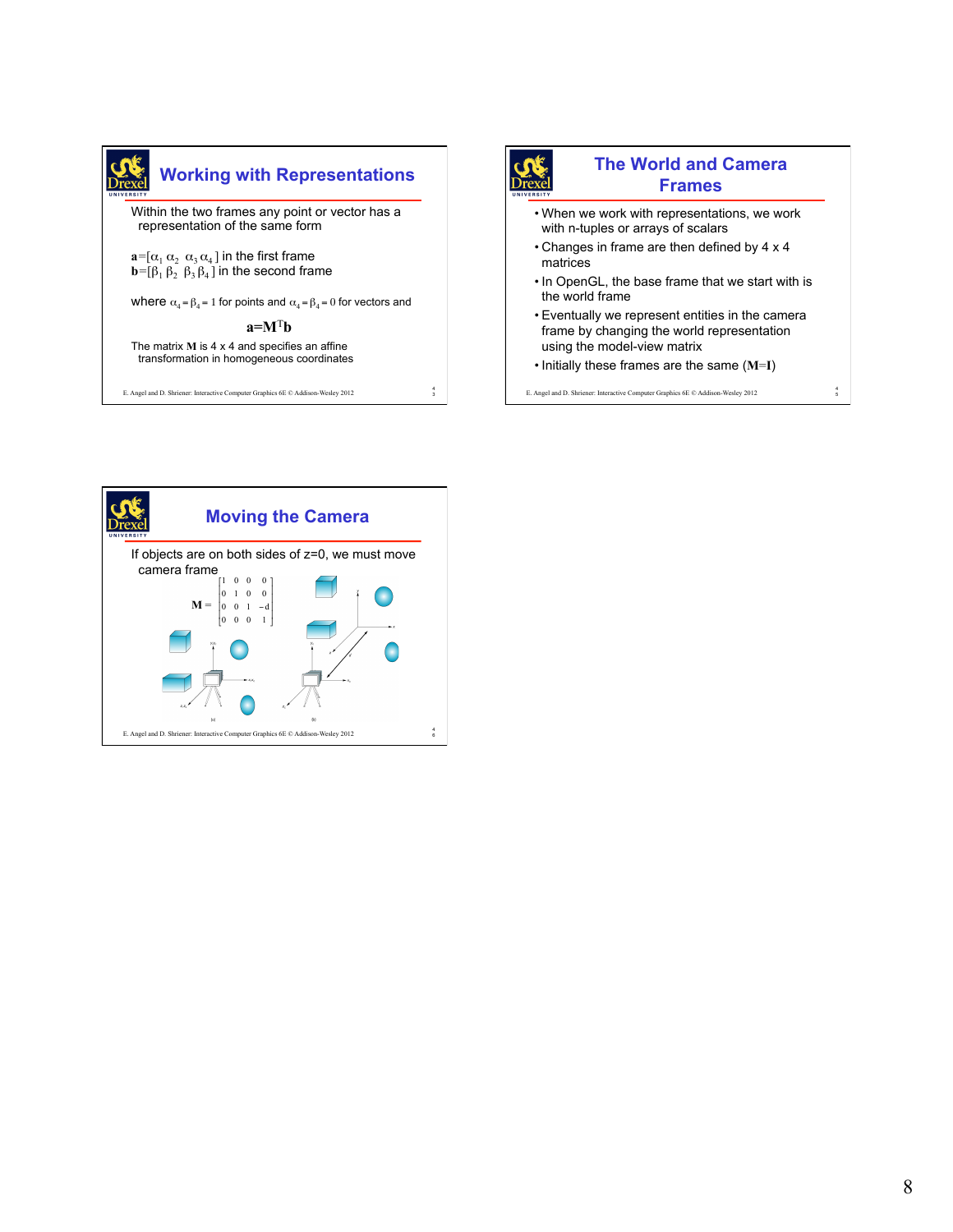## Working with Representations

Within the two frames any point or vector has a representation of the same form

$\mathbf{a}=[\alpha_1\ \alpha_2\ \ \alpha_3\ \alpha_4]$ in the first frame
$\mathbf{b}=[\beta_1\ \beta_2\ \ \beta_3\ \beta_4]$ in the second frame

where $\alpha_4 = \beta_4 = 1$ for points and $\alpha_4 = \beta_4 = 0$ for vectors and

$$\mathbf{a}=\mathbf{M}^T\mathbf{b}$$

The matrix $\mathbf{M}$ is 4 x 4 and specifies an affine transformation in homogeneous coordinates

## The World and Camera Frames

- When we work with representations, we work with n-tuples or arrays of scalars
- Changes in frame are then defined by 4 x 4 matrices
- In OpenGL, the base frame that we start with is the world frame
- Eventually we represent entities in the camera frame by changing the world representation using the model-view matrix
- Initially these frames are the same ($\mathbf{M}=\mathbf{I}$)

## Moving the Camera

If objects are on both sides of z=0, we must move camera frame

$$\mathbf{M} = \begin{bmatrix} 1 & 0 & 0 & 0 \\ 0 & 1 & 0 & 0 \\ 0 & 0 & 1 & -d \\ 0 & 0 & 0 & 1 \end{bmatrix}$$

(a)

(b)